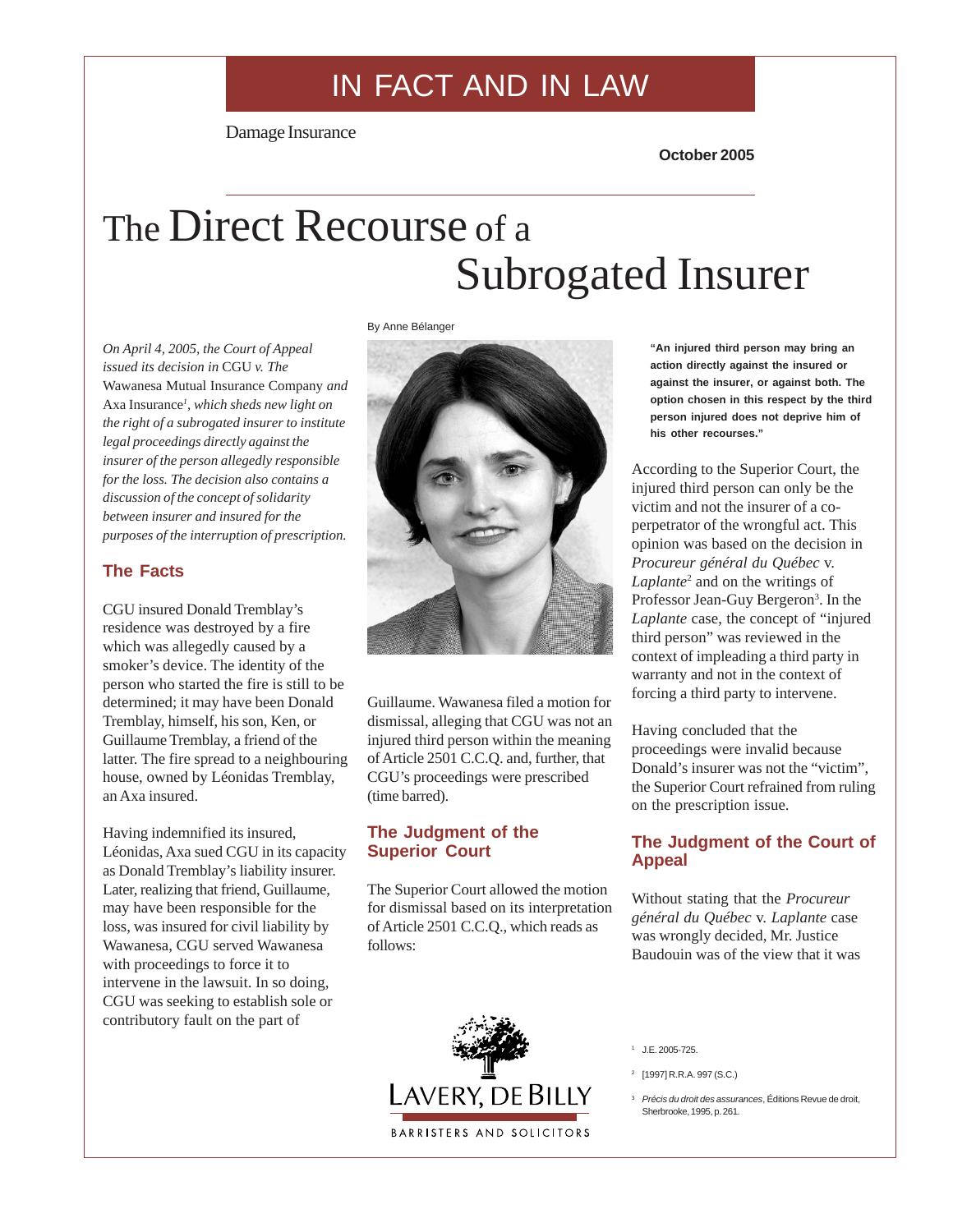IN FACT AND IN LAW

Damage Insurance

**October 2005**

# The Direct Recourse of a Subrogated Insurer

By Anne Bélanger

*On April 4, 2005, the Court of Appeal issued its decision in* CGU *v. The* Wawanesa Mutual Insurance Company *and* Axa Insurance[1]*, which sheds new light on the right of a subrogated insurer to institute legal proceedings directly against the insurer of the person allegedly responsible for the loss. The decision also contains a discussion of the concept of solidarity between insurer and insured for the purposes of the interruption of prescription.*

## The Facts

CGU insured Donald Tremblay's residence was destroyed by a fire which was allegedly caused by a smoker's device. The identity of the person who started the fire is still to be determined; it may have been Donald Tremblay, himself, his son, Ken, or Guillaume Tremblay, a friend of the latter. The fire spread to a neighbouring house, owned by Léonidas Tremblay, an Axa insured.

Having indemnified its insured, Léonidas, Axa sued CGU in its capacity as Donald Tremblay's liability insurer. Later, realizing that friend, Guillaume, may have been responsible for the loss, was insured for civil liability by Wawanesa, CGU served Wawanesa with proceedings to force it to intervene in the lawsuit. In so doing, CGU was seeking to establish sole or contributory fault on the part of Guillaume. Wawanesa filed a motion for dismissal, alleging that CGU was not an injured third person within the meaning of Article 2501 C.C.Q. and, further, that CGU's proceedings were prescribed (time barred).

## The Judgment of the Superior Court

The Superior Court allowed the motion for dismissal based on its interpretation of Article 2501 C.C.Q., which reads as follows:

> **"An injured third person may bring an action directly against the insured or against the insurer, or against both. The option chosen in this respect by the third person injured does not deprive him of his other recourses."**

According to the Superior Court, the injured third person can only be the victim and not the insurer of a co-perpetrator of the wrongful act. This opinion was based on the decision in *Procureur général du Québec* v. *Laplante*[2] and on the writings of Professor Jean-Guy Bergeron[3]. In the *Laplante* case, the concept of "injured third person" was reviewed in the context of impleading a third party in warranty and not in the context of forcing a third party to intervene.

Having concluded that the proceedings were invalid because Donald's insurer was not the "victim", the Superior Court refrained from ruling on the prescription issue.

## The Judgment of the Court of Appeal

Without stating that the *Procureur général du Québec* v. *Laplante* case was wrongly decided, Mr. Justice Baudouin was of the view that it was

---

[1] J.E. 2005-725.

[2] [1997] R.R.A. 997 (S.C.)

[3] *Précis du droit des assurances*, Éditions Revue de droit, Sherbrooke, 1995, p. 261.

LAVERY, DE BILLY
BARRISTERS AND SOLICITORS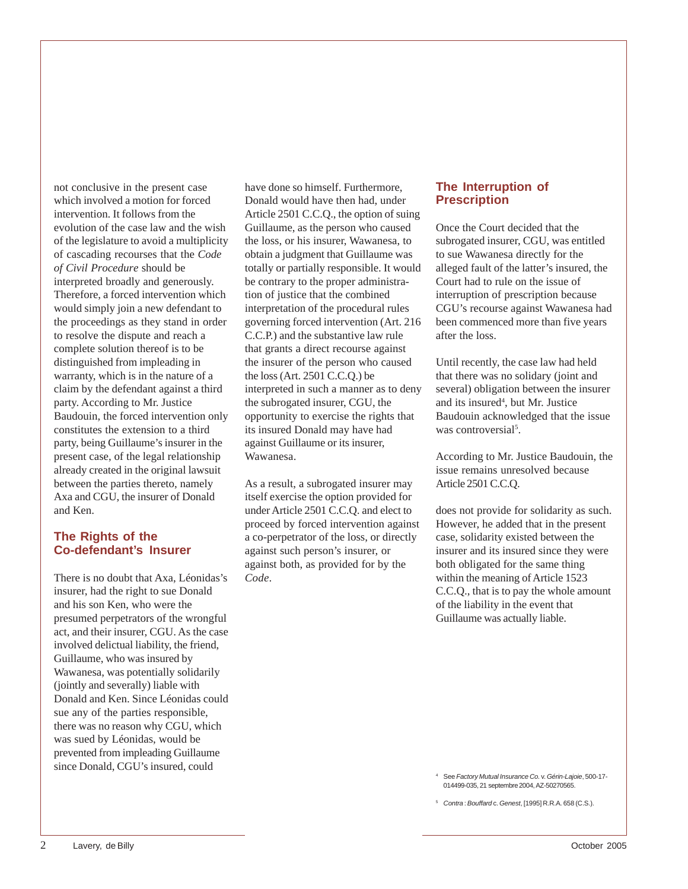not conclusive in the present case which involved a motion for forced intervention. It follows from the evolution of the case law and the wish of the legislature to avoid a multiplicity of cascading recourses that the *Code of Civil Procedure* should be interpreted broadly and generously. Therefore, a forced intervention which would simply join a new defendant to the proceedings as they stand in order to resolve the dispute and reach a complete solution thereof is to be distinguished from impleading in warranty, which is in the nature of a claim by the defendant against a third party. According to Mr. Justice Baudouin, the forced intervention only constitutes the extension to a third party, being Guillaume's insurer in the present case, of the legal relationship already created in the original lawsuit between the parties thereto, namely Axa and CGU, the insurer of Donald and Ken.

## The Rights of the Co-defendant's Insurer

There is no doubt that Axa, Léonidas's insurer, had the right to sue Donald and his son Ken, who were the presumed perpetrators of the wrongful act, and their insurer, CGU. As the case involved delictual liability, the friend, Guillaume, who was insured by Wawanesa, was potentially solidarily (jointly and severally) liable with Donald and Ken. Since Léonidas could sue any of the parties responsible, there was no reason why CGU, which was sued by Léonidas, would be prevented from impleading Guillaume since Donald, CGU's insured, could have done so himself. Furthermore, Donald would have then had, under Article 2501 C.C.Q., the option of suing Guillaume, as the person who caused the loss, or his insurer, Wawanesa, to obtain a judgment that Guillaume was totally or partially responsible. It would be contrary to the proper administration of justice that the combined interpretation of the procedural rules governing forced intervention (Art. 216 C.C.P.) and the substantive law rule that grants a direct recourse against the insurer of the person who caused the loss (Art. 2501 C.C.Q.) be interpreted in such a manner as to deny the subrogated insurer, CGU, the opportunity to exercise the rights that its insured Donald may have had against Guillaume or its insurer, Wawanesa.

As a result, a subrogated insurer may itself exercise the option provided for under Article 2501 C.C.Q. and elect to proceed by forced intervention against a co-perpetrator of the loss, or directly against such person's insurer, or against both, as provided for by the *Code*.

## The Interruption of Prescription

Once the Court decided that the subrogated insurer, CGU, was entitled to sue Wawanesa directly for the alleged fault of the latter's insured, the Court had to rule on the issue of interruption of prescription because CGU's recourse against Wawanesa had been commenced more than five years after the loss.

Until recently, the case law had held that there was no solidary (joint and several) obligation between the insurer and its insured[4], but Mr. Justice Baudouin acknowledged that the issue was controversial[5].

According to Mr. Justice Baudouin, the issue remains unresolved because Article 2501 C.C.Q.

does not provide for solidarity as such. However, he added that in the present case, solidarity existed between the insurer and its insured since they were both obligated for the same thing within the meaning of Article 1523 C.C.Q., that is to pay the whole amount of the liability in the event that Guillaume was actually liable.

[4] See *Factory Mutual Insurance Co.* v. *Gérin-Lajoie*, 500-17-014499-035, 21 septembre 2004, AZ-50270565.

[5] *Contra* : *Bouffard* c. *Genest*, [1995] R.R.A. 658 (C.S.).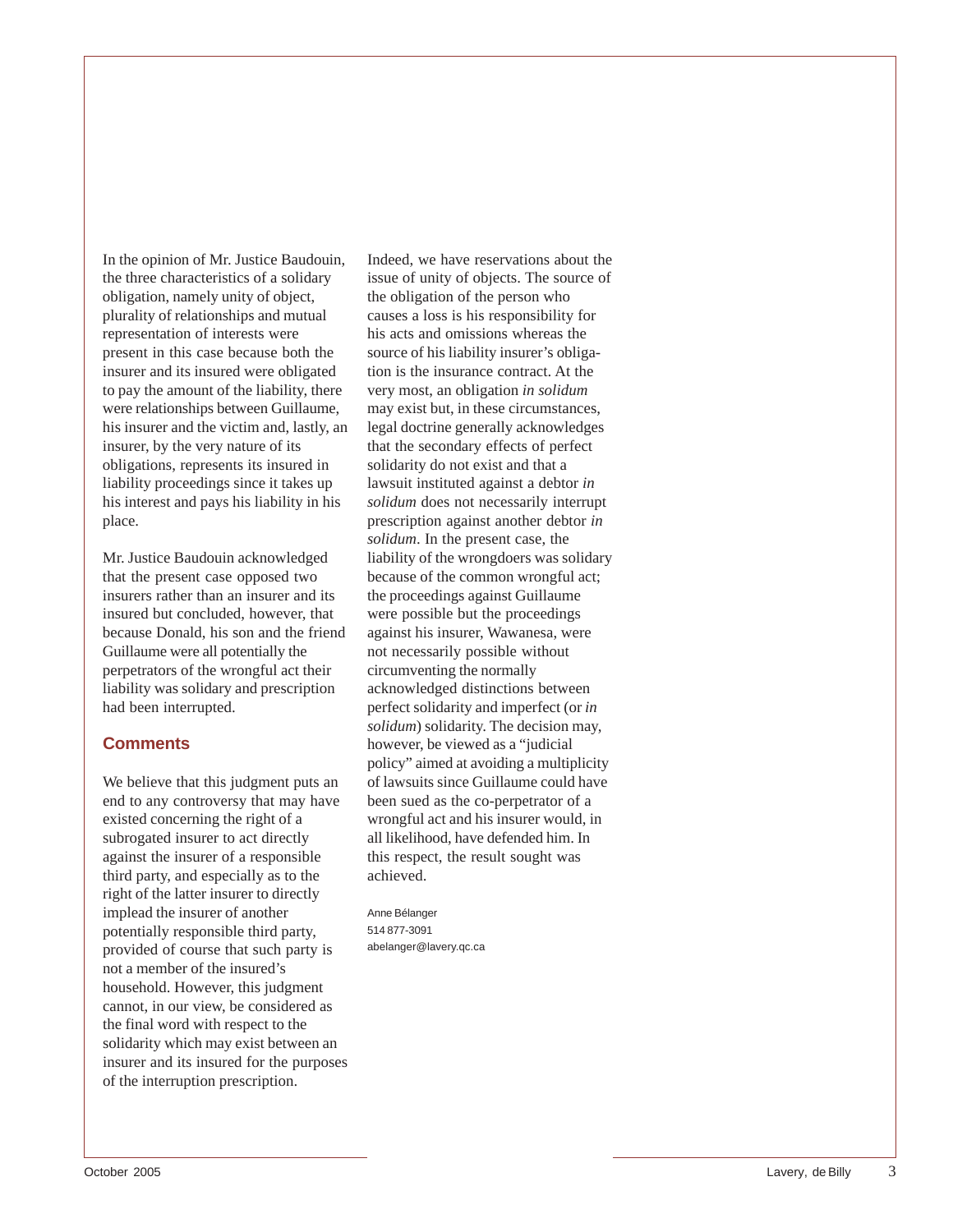In the opinion of Mr. Justice Baudouin, the three characteristics of a solidary obligation, namely unity of object, plurality of relationships and mutual representation of interests were present in this case because both the insurer and its insured were obligated to pay the amount of the liability, there were relationships between Guillaume, his insurer and the victim and, lastly, an insurer, by the very nature of its obligations, represents its insured in liability proceedings since it takes up his interest and pays his liability in his place.

Mr. Justice Baudouin acknowledged that the present case opposed two insurers rather than an insurer and its insured but concluded, however, that because Donald, his son and the friend Guillaume were all potentially the perpetrators of the wrongful act their liability was solidary and prescription had been interrupted.

## Comments

We believe that this judgment puts an end to any controversy that may have existed concerning the right of a subrogated insurer to act directly against the insurer of a responsible third party, and especially as to the right of the latter insurer to directly implead the insurer of another potentially responsible third party, provided of course that such party is not a member of the insured's household. However, this judgment cannot, in our view, be considered as the final word with respect to the solidarity which may exist between an insurer and its insured for the purposes of the interruption prescription.

Indeed, we have reservations about the issue of unity of objects. The source of the obligation of the person who causes a loss is his responsibility for his acts and omissions whereas the source of his liability insurer's obligation is the insurance contract. At the very most, an obligation *in solidum* may exist but, in these circumstances, legal doctrine generally acknowledges that the secondary effects of perfect solidarity do not exist and that a lawsuit instituted against a debtor *in solidum* does not necessarily interrupt prescription against another debtor *in solidum*. In the present case, the liability of the wrongdoers was solidary because of the common wrongful act; the proceedings against Guillaume were possible but the proceedings against his insurer, Wawanesa, were not necessarily possible without circumventing the normally acknowledged distinctions between perfect solidarity and imperfect (or *in solidum*) solidarity. The decision may, however, be viewed as a "judicial policy" aimed at avoiding a multiplicity of lawsuits since Guillaume could have been sued as the co-perpetrator of a wrongful act and his insurer would, in all likelihood, have defended him. In this respect, the result sought was achieved.

Anne Bélanger
514 877-3091
abelanger@lavery.qc.ca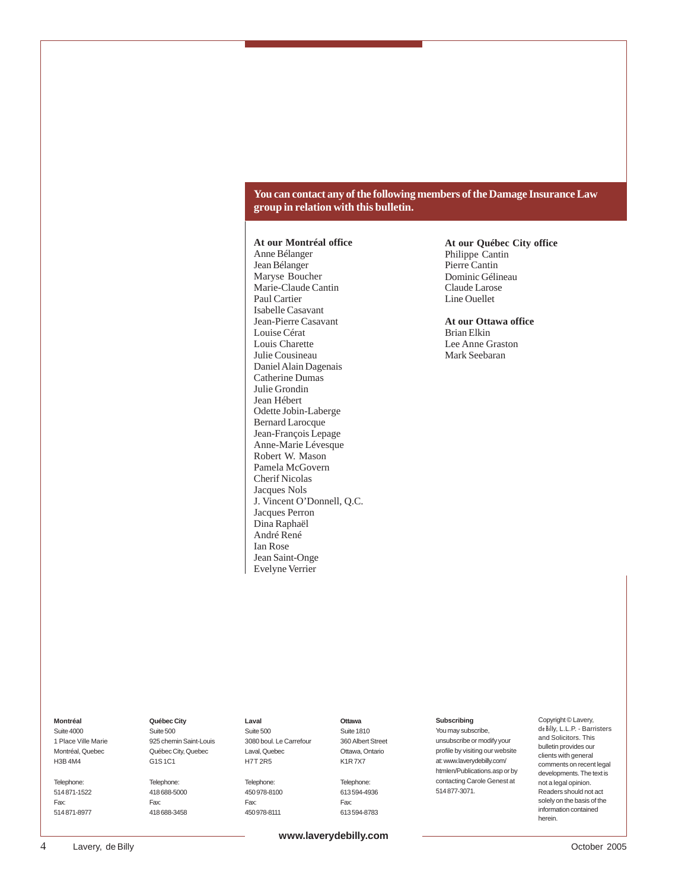**You can contact any of the following members of the Damage Insurance Law group in relation with this bulletin.**

**At our Montréal office**
Anne Bélanger
Jean Bélanger
Maryse Boucher
Marie-Claude Cantin
Paul Cartier
Isabelle Casavant
Jean-Pierre Casavant
Louise Cérat
Louis Charette
Julie Cousineau
Daniel Alain Dagenais
Catherine Dumas
Julie Grondin
Jean Hébert
Odette Jobin-Laberge
Bernard Larocque
Jean-François Lepage
Anne-Marie Lévesque
Robert W. Mason
Pamela McGovern
Cherif Nicolas
Jacques Nols
J. Vincent O'Donnell, Q.C.
Jacques Perron
Dina Raphaël
André René
Ian Rose
Jean Saint-Onge
Evelyne Verrier

**At our Québec City office**
Philippe Cantin
Pierre Cantin
Dominic Gélineau
Claude Larose
Line Ouellet

**At our Ottawa office**
Brian Elkin
Lee Anne Graston
Mark Seebaran

**Montréal**
Suite 4000
1 Place Ville Marie
Montréal, Quebec
H3B 4M4

Telephone:
514 871-1522
Fax:
514 871-8977

**Québec City**
Suite 500
925 chemin Saint-Louis
Québec City, Quebec
G1S 1C1

Telephone:
418 688-5000
Fax:
418 688-3458

**Laval**
Suite 500
3080 boul. Le Carrefour
Laval, Quebec
H7T 2R5

Telephone:
450 978-8100
Fax:
450 978-8111

**Ottawa**
Suite 1810
360 Albert Street
Ottawa, Ontario
K1R 7X7

Telephone:
613 594-4936
Fax:
613 594-8783

**Subscribing**
You may subscribe, unsubscribe or modify your profile by visiting our website at: www.laverydebilly.com/htmlen/Publications.asp or by contacting Carole Genest at 514 877-3071.

Copyright © Lavery, de Billy, L.L.P. - Barristers and Solicitors. This bulletin provides our clients with general comments on recent legal developments. The text is not a legal opinion. Readers should not act solely on the basis of the information contained herein.

**www.laverydebilly.com**